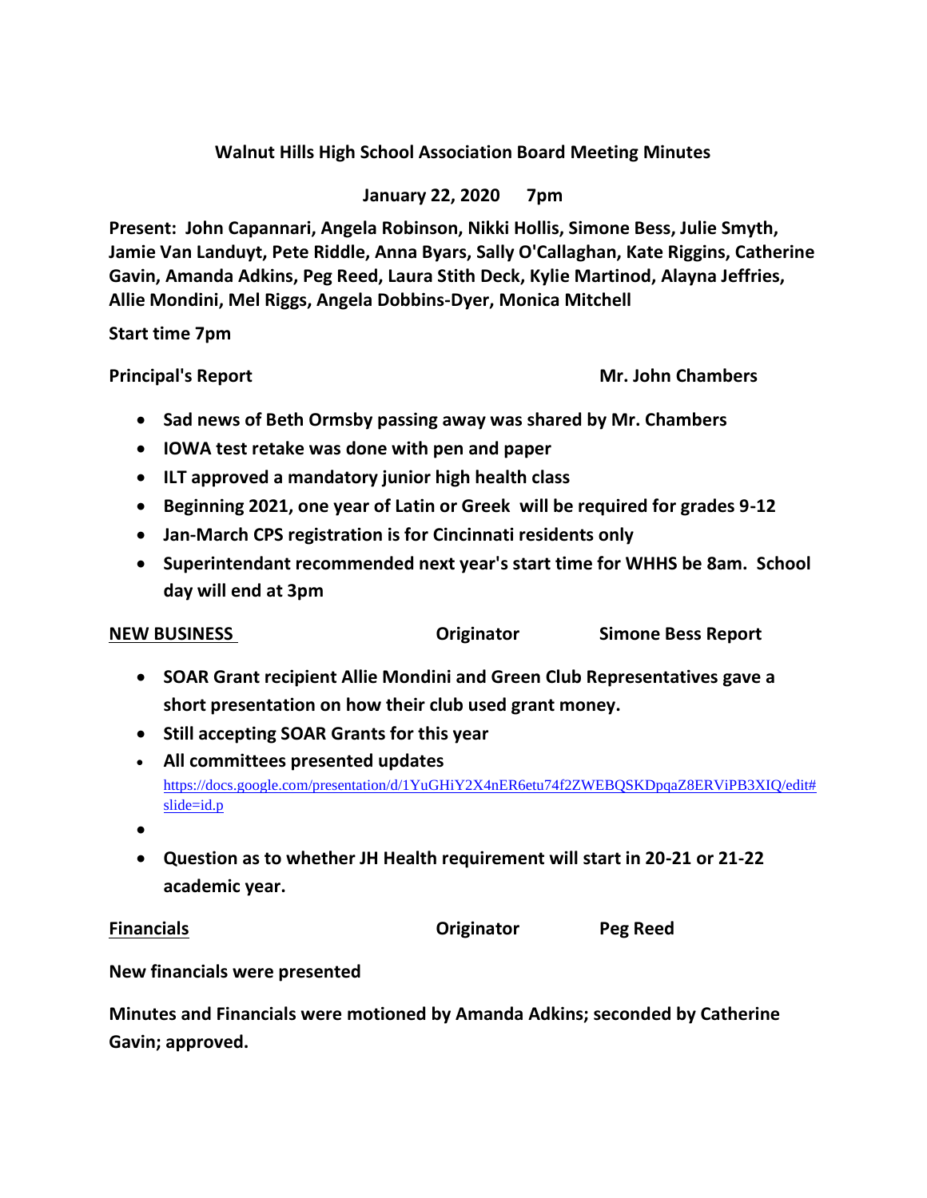**Walnut Hills High School Association Board Meeting Minutes**

**January 22, 2020 7pm**

**Present: John Capannari, Angela Robinson, Nikki Hollis, Simone Bess, Julie Smyth, Jamie Van Landuyt, Pete Riddle, Anna Byars, Sally O'Callaghan, Kate Riggins, Catherine Gavin, Amanda Adkins, Peg Reed, Laura Stith Deck, Kylie Martinod, Alayna Jeffries, Allie Mondini, Mel Riggs, Angela Dobbins-Dyer, Monica Mitchell**

**Start time 7pm**

**Principal's Report** **Mr. John Chambers**

- **Sad news of Beth Ormsby passing away was shared by Mr. Chambers**
- **IOWA test retake was done with pen and paper**
- **ILT approved a mandatory junior high health class**
- **Beginning 2021, one year of Latin or Greek will be required for grades 9-12**
- **Jan-March CPS registration is for Cincinnati residents only**
- **Superintendant recommended next year's start time for WHHS be 8am. School day will end at 3pm**

**NEW BUSINESS** **Originator** **Simone Bess Report**

- **SOAR Grant recipient Allie Mondini and Green Club Representatives gave a short presentation on how their club used grant money.**
- **Still accepting SOAR Grants for this year**
- **All committees presented updates** https://docs.google.com/presentation/d/1YuGHiY2X4nER6etu74f2ZWEBQSKDpqaZ8ERViPB3XIQ/edit#slide=id.p
- 
- **Question as to whether JH Health requirement will start in 20-21 or 21-22 academic year.**

**Financials** **Originator** **Peg Reed**

**New financials were presented**

**Minutes and Financials were motioned by Amanda Adkins; seconded by Catherine Gavin; approved.**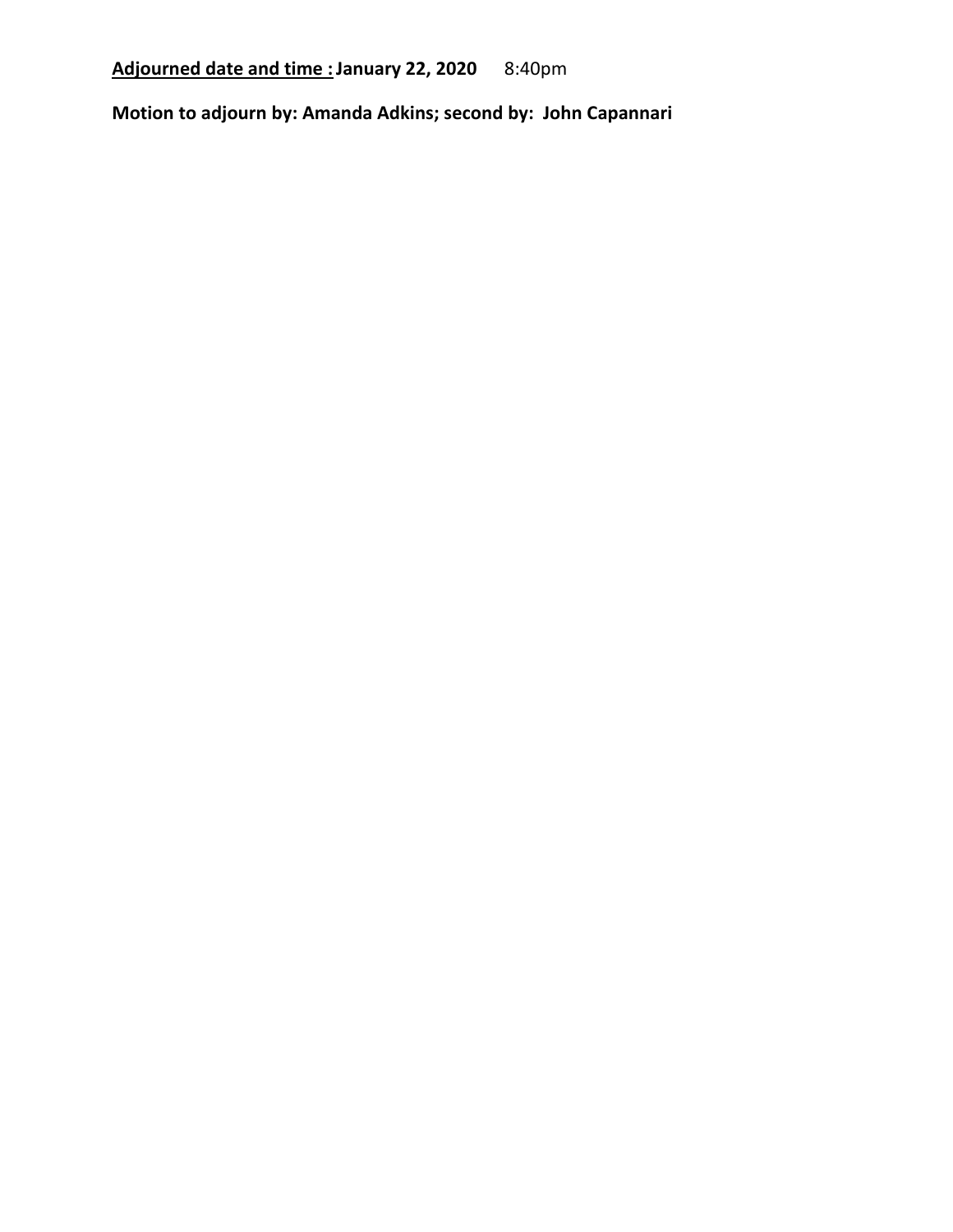**<u>Adjourned date and time :</u> January 22, 2020** 8:40pm

**Motion to adjourn by: Amanda Adkins; second by: John Capannari**